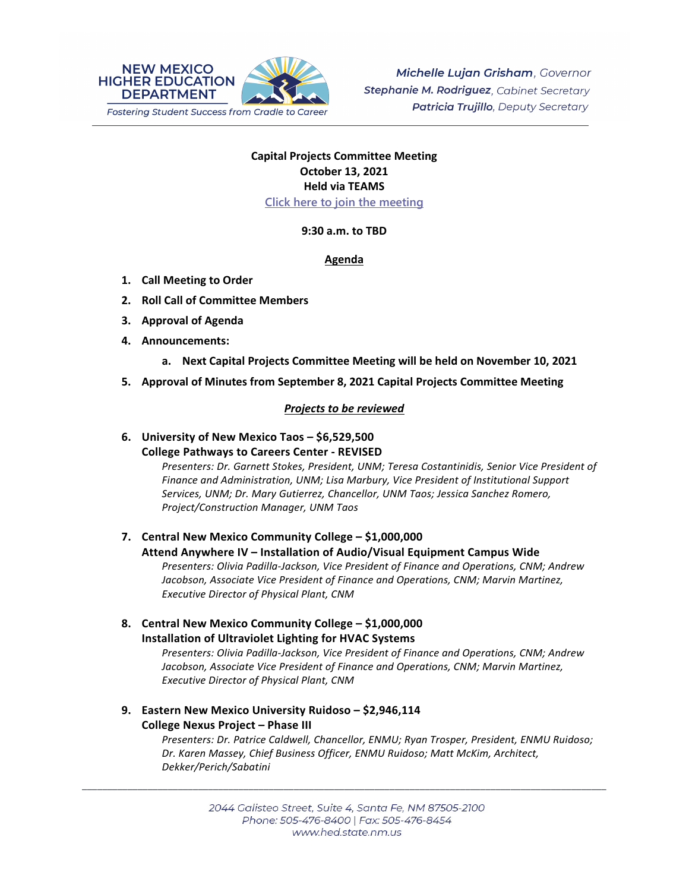NEW MEXICO HIGHER EDUCATION DEPARTMENT

*Fostering Student Success from Cradle to Career*

***Michelle Lujan Grisham**, Governor*
***Stephanie M. Rodriguez**, Cabinet Secretary*
***Patricia Trujillo**, Deputy Secretary*

**Capital Projects Committee Meeting**
**October 13, 2021**
**Held via TEAMS**
Click here to join the meeting

**9:30 a.m. to TBD**

## Agenda

1. **Call Meeting to Order**
2. **Roll Call of Committee Members**
3. **Approval of Agenda**
4. **Announcements:**
   a. **Next Capital Projects Committee Meeting will be held on November 10, 2021**
5. **Approval of Minutes from September 8, 2021 Capital Projects Committee Meeting**

***Projects to be reviewed***

6. **University of New Mexico Taos – $6,529,500**
   **College Pathways to Careers Center - REVISED**
   *Presenters: Dr. Garnett Stokes, President, UNM; Teresa Costantinidis, Senior Vice President of Finance and Administration, UNM; Lisa Marbury, Vice President of Institutional Support Services, UNM; Dr. Mary Gutierrez, Chancellor, UNM Taos; Jessica Sanchez Romero, Project/Construction Manager, UNM Taos*

7. **Central New Mexico Community College – $1,000,000**
   **Attend Anywhere IV – Installation of Audio/Visual Equipment Campus Wide**
   *Presenters: Olivia Padilla-Jackson, Vice President of Finance and Operations, CNM; Andrew Jacobson, Associate Vice President of Finance and Operations, CNM; Marvin Martinez, Executive Director of Physical Plant, CNM*

8. **Central New Mexico Community College – $1,000,000**
   **Installation of Ultraviolet Lighting for HVAC Systems**
   *Presenters: Olivia Padilla-Jackson, Vice President of Finance and Operations, CNM; Andrew Jacobson, Associate Vice President of Finance and Operations, CNM; Marvin Martinez, Executive Director of Physical Plant, CNM*

9. **Eastern New Mexico University Ruidoso – $2,946,114**
   **College Nexus Project – Phase III**
   *Presenters: Dr. Patrice Caldwell, Chancellor, ENMU; Ryan Trosper, President, ENMU Ruidoso; Dr. Karen Massey, Chief Business Officer, ENMU Ruidoso; Matt McKim, Architect, Dekker/Perich/Sabatini*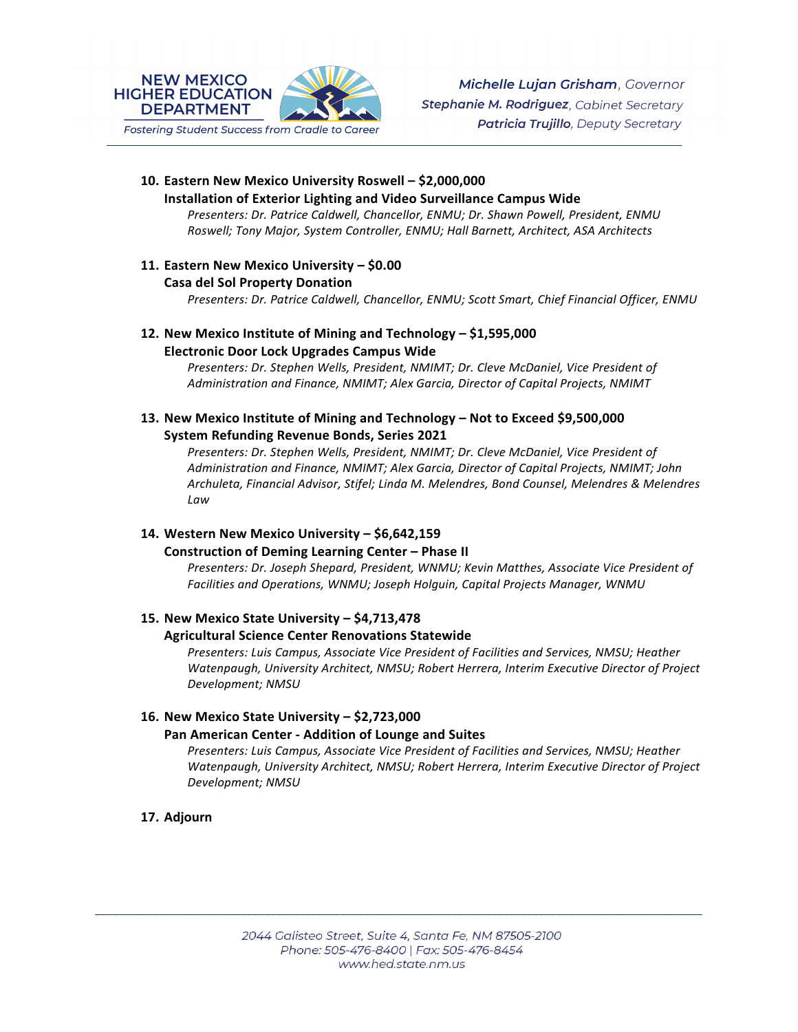10. **Eastern New Mexico University Roswell – $2,000,000**
    **Installation of Exterior Lighting and Video Surveillance Campus Wide**
    *Presenters: Dr. Patrice Caldwell, Chancellor, ENMU; Dr. Shawn Powell, President, ENMU Roswell; Tony Major, System Controller, ENMU; Hall Barnett, Architect, ASA Architects*

11. **Eastern New Mexico University – $0.00**
    **Casa del Sol Property Donation**
    *Presenters: Dr. Patrice Caldwell, Chancellor, ENMU; Scott Smart, Chief Financial Officer, ENMU*

12. **New Mexico Institute of Mining and Technology – $1,595,000**
    **Electronic Door Lock Upgrades Campus Wide**
    *Presenters: Dr. Stephen Wells, President, NMIMT; Dr. Cleve McDaniel, Vice President of Administration and Finance, NMIMT; Alex Garcia, Director of Capital Projects, NMIMT*

13. **New Mexico Institute of Mining and Technology – Not to Exceed $9,500,000**
    **System Refunding Revenue Bonds, Series 2021**
    *Presenters: Dr. Stephen Wells, President, NMIMT; Dr. Cleve McDaniel, Vice President of Administration and Finance, NMIMT; Alex Garcia, Director of Capital Projects, NMIMT; John Archuleta, Financial Advisor, Stifel; Linda M. Melendres, Bond Counsel, Melendres & Melendres Law*

14. **Western New Mexico University – $6,642,159**
    **Construction of Deming Learning Center – Phase II**
    *Presenters: Dr. Joseph Shepard, President, WNMU; Kevin Matthes, Associate Vice President of Facilities and Operations, WNMU; Joseph Holguin, Capital Projects Manager, WNMU*

15. **New Mexico State University – $4,713,478**
    **Agricultural Science Center Renovations Statewide**
    *Presenters: Luis Campus, Associate Vice President of Facilities and Services, NMSU; Heather Watenpaugh, University Architect, NMSU; Robert Herrera, Interim Executive Director of Project Development; NMSU*

16. **New Mexico State University – $2,723,000**
    **Pan American Center - Addition of Lounge and Suites**
    *Presenters: Luis Campus, Associate Vice President of Facilities and Services, NMSU; Heather Watenpaugh, University Architect, NMSU; Robert Herrera, Interim Executive Director of Project Development; NMSU*

17. **Adjourn**